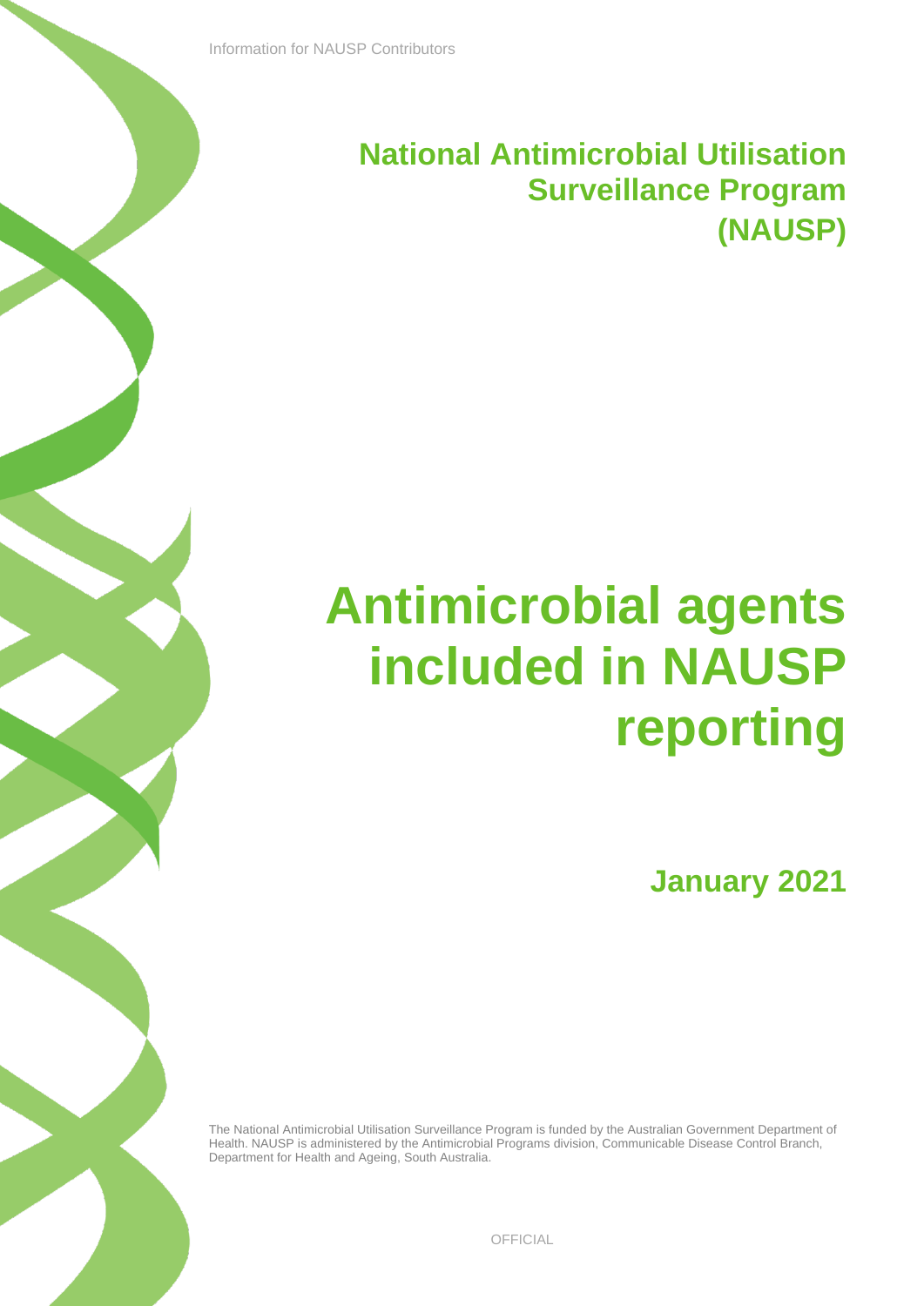Information for NAUSP Contributors

## National Antimicrobial Utilisation Surveillance Program (NAUSP)

# Antimicrobial agents included in NAUSP reporting

### January 2021

The National Antimicrobial Utilisation Surveillance Program is funded by the Australian Government Department of Health. NAUSP is administered by the Antimicrobial Programs division, Communicable Disease Control Branch, Department for Health and Ageing, South Australia.

OFFICIAL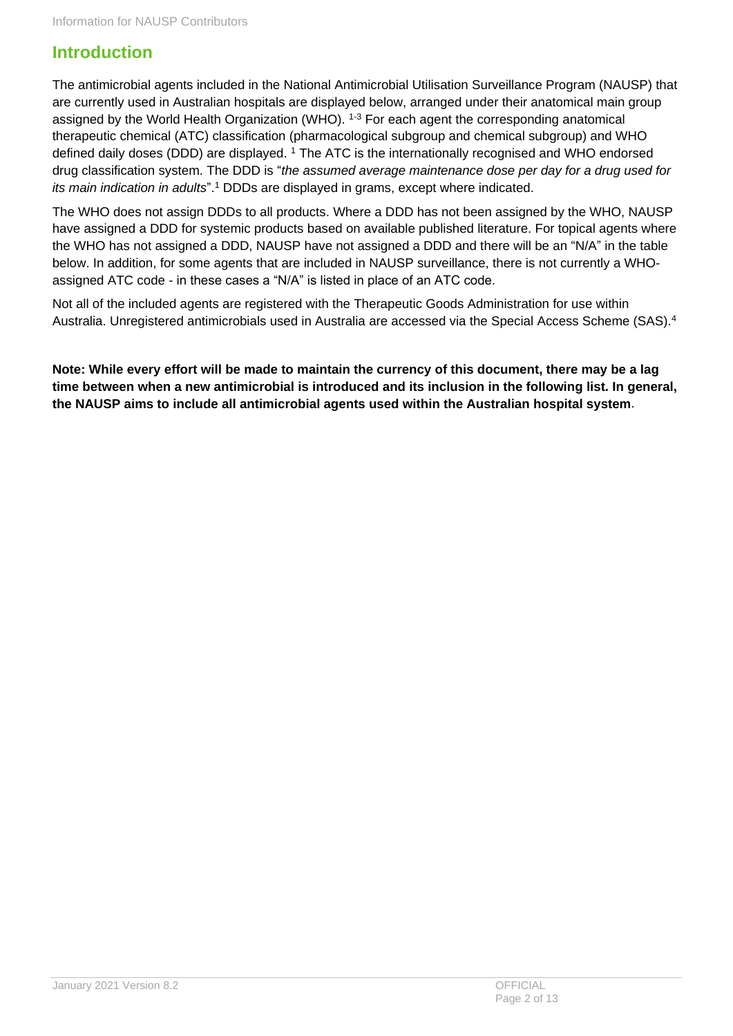## Introduction

The antimicrobial agents included in the National Antimicrobial Utilisation Surveillance Program (NAUSP) that are currently used in Australian hospitals are displayed below, arranged under their anatomical main group assigned by the World Health Organization (WHO).[1-3] For each agent the corresponding anatomical therapeutic chemical (ATC) classification (pharmacological subgroup and chemical subgroup) and WHO defined daily doses (DDD) are displayed.[1] The ATC is the internationally recognised and WHO endorsed drug classification system. The DDD is "*the assumed average maintenance dose per day for a drug used for its main indication in adults*".[1] DDDs are displayed in grams, except where indicated.

The WHO does not assign DDDs to all products. Where a DDD has not been assigned by the WHO, NAUSP have assigned a DDD for systemic products based on available published literature. For topical agents where the WHO has not assigned a DDD, NAUSP have not assigned a DDD and there will be an "N/A" in the table below. In addition, for some agents that are included in NAUSP surveillance, there is not currently a WHO-assigned ATC code - in these cases a "N/A" is listed in place of an ATC code.

Not all of the included agents are registered with the Therapeutic Goods Administration for use within Australia. Unregistered antimicrobials used in Australia are accessed via the Special Access Scheme (SAS).[4]

**Note: While every effort will be made to maintain the currency of this document, there may be a lag time between when a new antimicrobial is introduced and its inclusion in the following list. In general, the NAUSP aims to include all antimicrobial agents used within the Australian hospital system**.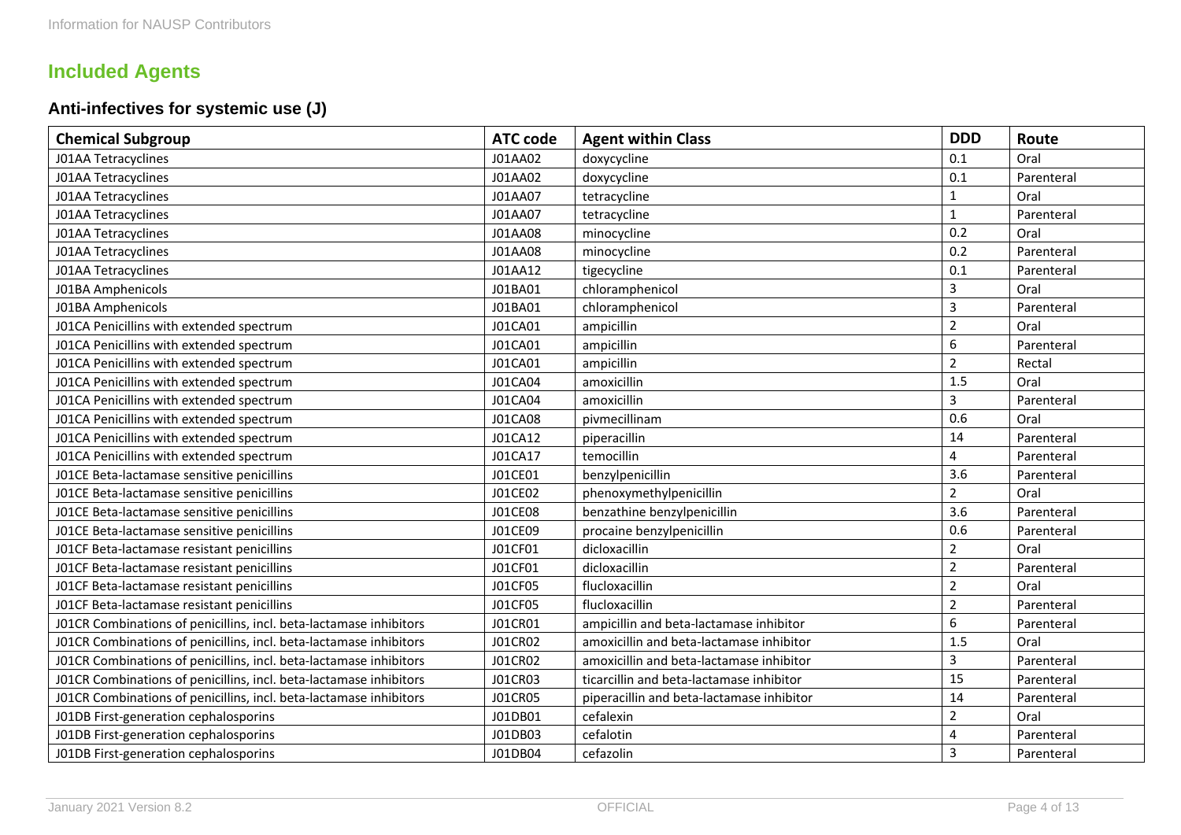## Included Agents

### Anti-infectives for systemic use (J)

| Chemical Subgroup | ATC code | Agent within Class | DDD | Route |
|---|---|---|---|---|
| J01AA Tetracyclines | J01AA02 | doxycycline | 0.1 | Oral |
| J01AA Tetracyclines | J01AA02 | doxycycline | 0.1 | Parenteral |
| J01AA Tetracyclines | J01AA07 | tetracycline | 1 | Oral |
| J01AA Tetracyclines | J01AA07 | tetracycline | 1 | Parenteral |
| J01AA Tetracyclines | J01AA08 | minocycline | 0.2 | Oral |
| J01AA Tetracyclines | J01AA08 | minocycline | 0.2 | Parenteral |
| J01AA Tetracyclines | J01AA12 | tigecycline | 0.1 | Parenteral |
| J01BA Amphenicols | J01BA01 | chloramphenicol | 3 | Oral |
| J01BA Amphenicols | J01BA01 | chloramphenicol | 3 | Parenteral |
| J01CA Penicillins with extended spectrum | J01CA01 | ampicillin | 2 | Oral |
| J01CA Penicillins with extended spectrum | J01CA01 | ampicillin | 6 | Parenteral |
| J01CA Penicillins with extended spectrum | J01CA01 | ampicillin | 2 | Rectal |
| J01CA Penicillins with extended spectrum | J01CA04 | amoxicillin | 1.5 | Oral |
| J01CA Penicillins with extended spectrum | J01CA04 | amoxicillin | 3 | Parenteral |
| J01CA Penicillins with extended spectrum | J01CA08 | pivmecillinam | 0.6 | Oral |
| J01CA Penicillins with extended spectrum | J01CA12 | piperacillin | 14 | Parenteral |
| J01CA Penicillins with extended spectrum | J01CA17 | temocillin | 4 | Parenteral |
| J01CE Beta-lactamase sensitive penicillins | J01CE01 | benzylpenicillin | 3.6 | Parenteral |
| J01CE Beta-lactamase sensitive penicillins | J01CE02 | phenoxymethylpenicillin | 2 | Oral |
| J01CE Beta-lactamase sensitive penicillins | J01CE08 | benzathine benzylpenicillin | 3.6 | Parenteral |
| J01CE Beta-lactamase sensitive penicillins | J01CE09 | procaine benzylpenicillin | 0.6 | Parenteral |
| J01CF Beta-lactamase resistant penicillins | J01CF01 | dicloxacillin | 2 | Oral |
| J01CF Beta-lactamase resistant penicillins | J01CF01 | dicloxacillin | 2 | Parenteral |
| J01CF Beta-lactamase resistant penicillins | J01CF05 | flucloxacillin | 2 | Oral |
| J01CF Beta-lactamase resistant penicillins | J01CF05 | flucloxacillin | 2 | Parenteral |
| J01CR Combinations of penicillins, incl. beta-lactamase inhibitors | J01CR01 | ampicillin and beta-lactamase inhibitor | 6 | Parenteral |
| J01CR Combinations of penicillins, incl. beta-lactamase inhibitors | J01CR02 | amoxicillin and beta-lactamase inhibitor | 1.5 | Oral |
| J01CR Combinations of penicillins, incl. beta-lactamase inhibitors | J01CR02 | amoxicillin and beta-lactamase inhibitor | 3 | Parenteral |
| J01CR Combinations of penicillins, incl. beta-lactamase inhibitors | J01CR03 | ticarcillin and beta-lactamase inhibitor | 15 | Parenteral |
| J01CR Combinations of penicillins, incl. beta-lactamase inhibitors | J01CR05 | piperacillin and beta-lactamase inhibitor | 14 | Parenteral |
| J01DB First-generation cephalosporins | J01DB01 | cefalexin | 2 | Oral |
| J01DB First-generation cephalosporins | J01DB03 | cefalotin | 4 | Parenteral |
| J01DB First-generation cephalosporins | J01DB04 | cefazolin | 3 | Parenteral |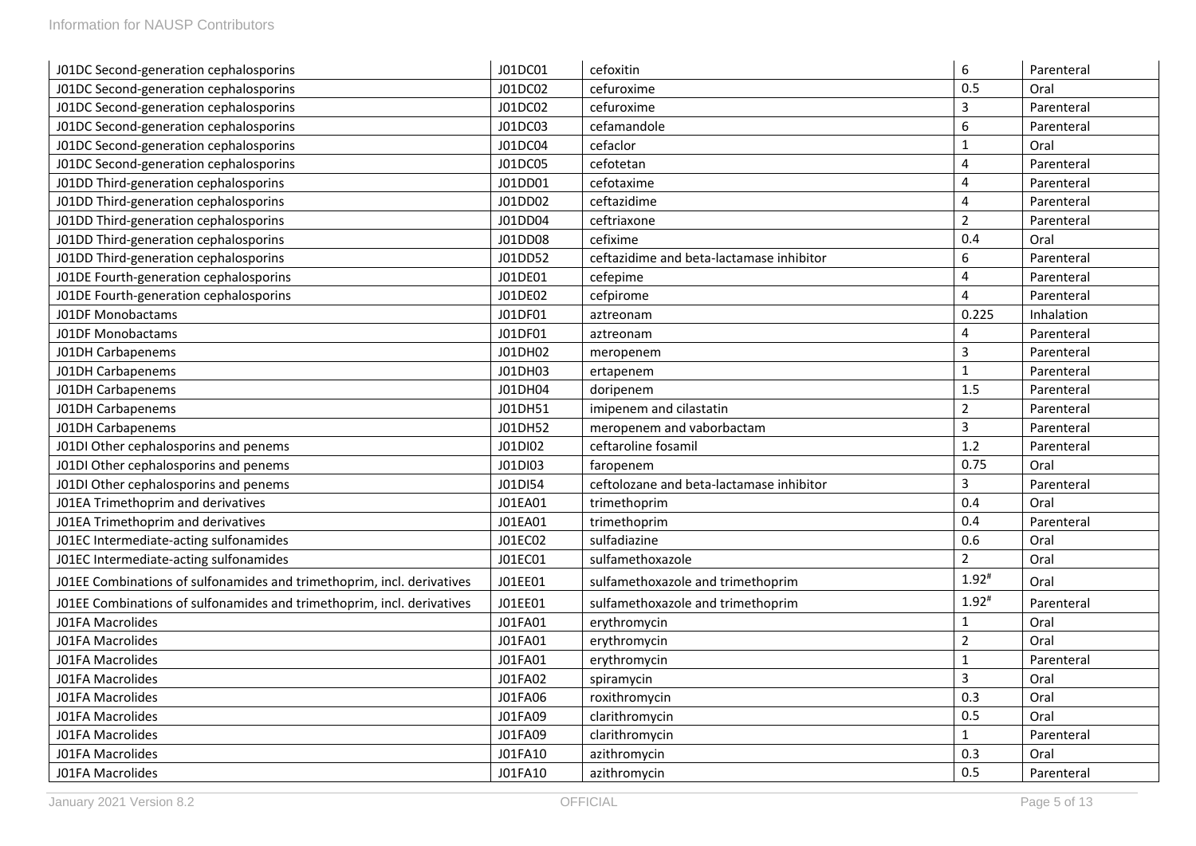| | | | | |
|---|---|---|---|---|
| J01DC Second-generation cephalosporins | J01DC01 | cefoxitin | 6 | Parenteral |
| J01DC Second-generation cephalosporins | J01DC02 | cefuroxime | 0.5 | Oral |
| J01DC Second-generation cephalosporins | J01DC02 | cefuroxime | 3 | Parenteral |
| J01DC Second-generation cephalosporins | J01DC03 | cefamandole | 6 | Parenteral |
| J01DC Second-generation cephalosporins | J01DC04 | cefaclor | 1 | Oral |
| J01DC Second-generation cephalosporins | J01DC05 | cefotetan | 4 | Parenteral |
| J01DD Third-generation cephalosporins | J01DD01 | cefotaxime | 4 | Parenteral |
| J01DD Third-generation cephalosporins | J01DD02 | ceftazidime | 4 | Parenteral |
| J01DD Third-generation cephalosporins | J01DD04 | ceftriaxone | 2 | Parenteral |
| J01DD Third-generation cephalosporins | J01DD08 | cefixime | 0.4 | Oral |
| J01DD Third-generation cephalosporins | J01DD52 | ceftazidime and beta-lactamase inhibitor | 6 | Parenteral |
| J01DE Fourth-generation cephalosporins | J01DE01 | cefepime | 4 | Parenteral |
| J01DE Fourth-generation cephalosporins | J01DE02 | cefpirome | 4 | Parenteral |
| J01DF Monobactams | J01DF01 | aztreonam | 0.225 | Inhalation |
| J01DF Monobactams | J01DF01 | aztreonam | 4 | Parenteral |
| J01DH Carbapenems | J01DH02 | meropenem | 3 | Parenteral |
| J01DH Carbapenems | J01DH03 | ertapenem | 1 | Parenteral |
| J01DH Carbapenems | J01DH04 | doripenem | 1.5 | Parenteral |
| J01DH Carbapenems | J01DH51 | imipenem and cilastatin | 2 | Parenteral |
| J01DH Carbapenems | J01DH52 | meropenem and vaborbactam | 3 | Parenteral |
| J01DI Other cephalosporins and penems | J01DI02 | ceftaroline fosamil | 1.2 | Parenteral |
| J01DI Other cephalosporins and penems | J01DI03 | faropenem | 0.75 | Oral |
| J01DI Other cephalosporins and penems | J01DI54 | ceftolozane and beta-lactamase inhibitor | 3 | Parenteral |
| J01EA Trimethoprim and derivatives | J01EA01 | trimethoprim | 0.4 | Oral |
| J01EA Trimethoprim and derivatives | J01EA01 | trimethoprim | 0.4 | Parenteral |
| J01EC Intermediate-acting sulfonamides | J01EC02 | sulfadiazine | 0.6 | Oral |
| J01EC Intermediate-acting sulfonamides | J01EC01 | sulfamethoxazole | 2 | Oral |
| J01EE Combinations of sulfonamides and trimethoprim, incl. derivatives | J01EE01 | sulfamethoxazole and trimethoprim | 1.92[#] | Oral |
| J01EE Combinations of sulfonamides and trimethoprim, incl. derivatives | J01EE01 | sulfamethoxazole and trimethoprim | 1.92[#] | Parenteral |
| J01FA Macrolides | J01FA01 | erythromycin | 1 | Oral |
| J01FA Macrolides | J01FA01 | erythromycin | 2 | Oral |
| J01FA Macrolides | J01FA01 | erythromycin | 1 | Parenteral |
| J01FA Macrolides | J01FA02 | spiramycin | 3 | Oral |
| J01FA Macrolides | J01FA06 | roxithromycin | 0.3 | Oral |
| J01FA Macrolides | J01FA09 | clarithromycin | 0.5 | Oral |
| J01FA Macrolides | J01FA09 | clarithromycin | 1 | Parenteral |
| J01FA Macrolides | J01FA10 | azithromycin | 0.3 | Oral |
| J01FA Macrolides | J01FA10 | azithromycin | 0.5 | Parenteral |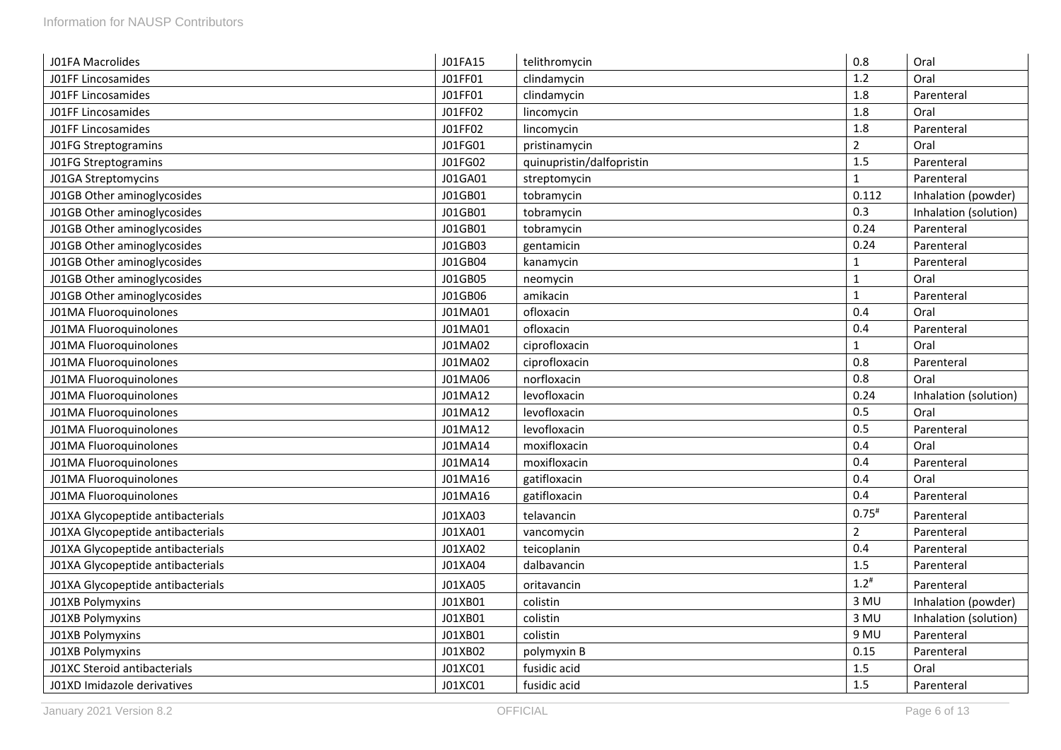| | | | | |
|---|---|---|---|---|
| J01FA Macrolides | J01FA15 | telithromycin | 0.8 | Oral |
| J01FF Lincosamides | J01FF01 | clindamycin | 1.2 | Oral |
| J01FF Lincosamides | J01FF01 | clindamycin | 1.8 | Parenteral |
| J01FF Lincosamides | J01FF02 | lincomycin | 1.8 | Oral |
| J01FF Lincosamides | J01FF02 | lincomycin | 1.8 | Parenteral |
| J01FG Streptogramins | J01FG01 | pristinamycin | 2 | Oral |
| J01FG Streptogramins | J01FG02 | quinupristin/dalfopristin | 1.5 | Parenteral |
| J01GA Streptomycins | J01GA01 | streptomycin | 1 | Parenteral |
| J01GB Other aminoglycosides | J01GB01 | tobramycin | 0.112 | Inhalation (powder) |
| J01GB Other aminoglycosides | J01GB01 | tobramycin | 0.3 | Inhalation (solution) |
| J01GB Other aminoglycosides | J01GB01 | tobramycin | 0.24 | Parenteral |
| J01GB Other aminoglycosides | J01GB03 | gentamicin | 0.24 | Parenteral |
| J01GB Other aminoglycosides | J01GB04 | kanamycin | 1 | Parenteral |
| J01GB Other aminoglycosides | J01GB05 | neomycin | 1 | Oral |
| J01GB Other aminoglycosides | J01GB06 | amikacin | 1 | Parenteral |
| J01MA Fluoroquinolones | J01MA01 | ofloxacin | 0.4 | Oral |
| J01MA Fluoroquinolones | J01MA01 | ofloxacin | 0.4 | Parenteral |
| J01MA Fluoroquinolones | J01MA02 | ciprofloxacin | 1 | Oral |
| J01MA Fluoroquinolones | J01MA02 | ciprofloxacin | 0.8 | Parenteral |
| J01MA Fluoroquinolones | J01MA06 | norfloxacin | 0.8 | Oral |
| J01MA Fluoroquinolones | J01MA12 | levofloxacin | 0.24 | Inhalation (solution) |
| J01MA Fluoroquinolones | J01MA12 | levofloxacin | 0.5 | Oral |
| J01MA Fluoroquinolones | J01MA12 | levofloxacin | 0.5 | Parenteral |
| J01MA Fluoroquinolones | J01MA14 | moxifloxacin | 0.4 | Oral |
| J01MA Fluoroquinolones | J01MA14 | moxifloxacin | 0.4 | Parenteral |
| J01MA Fluoroquinolones | J01MA16 | gatifloxacin | 0.4 | Oral |
| J01MA Fluoroquinolones | J01MA16 | gatifloxacin | 0.4 | Parenteral |
| J01XA Glycopeptide antibacterials | J01XA03 | telavancin | 0.75[#] | Parenteral |
| J01XA Glycopeptide antibacterials | J01XA01 | vancomycin | 2 | Parenteral |
| J01XA Glycopeptide antibacterials | J01XA02 | teicoplanin | 0.4 | Parenteral |
| J01XA Glycopeptide antibacterials | J01XA04 | dalbavancin | 1.5 | Parenteral |
| J01XA Glycopeptide antibacterials | J01XA05 | oritavancin | 1.2[#] | Parenteral |
| J01XB Polymyxins | J01XB01 | colistin | 3 MU | Inhalation (powder) |
| J01XB Polymyxins | J01XB01 | colistin | 3 MU | Inhalation (solution) |
| J01XB Polymyxins | J01XB01 | colistin | 9 MU | Parenteral |
| J01XB Polymyxins | J01XB02 | polymyxin B | 0.15 | Parenteral |
| J01XC Steroid antibacterials | J01XC01 | fusidic acid | 1.5 | Oral |
| J01XD Imidazole derivatives | J01XC01 | fusidic acid | 1.5 | Parenteral |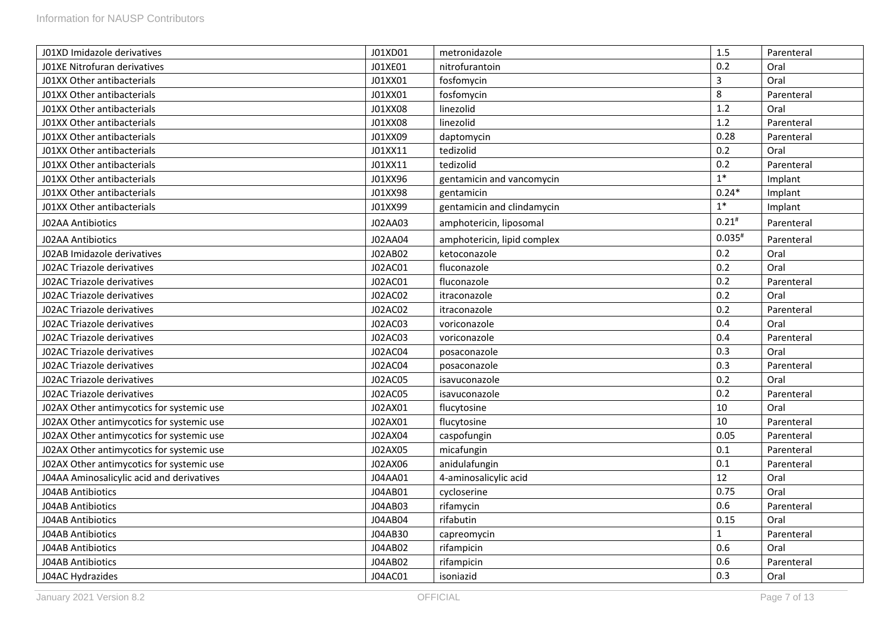| J01XD Imidazole derivatives | J01XD01 | metronidazole | 1.5 | Parenteral |
|---|---|---|---|---|
| J01XE Nitrofuran derivatives | J01XE01 | nitrofurantoin | 0.2 | Oral |
| J01XX Other antibacterials | J01XX01 | fosfomycin | 3 | Oral |
| J01XX Other antibacterials | J01XX01 | fosfomycin | 8 | Parenteral |
| J01XX Other antibacterials | J01XX08 | linezolid | 1.2 | Oral |
| J01XX Other antibacterials | J01XX08 | linezolid | 1.2 | Parenteral |
| J01XX Other antibacterials | J01XX09 | daptomycin | 0.28 | Parenteral |
| J01XX Other antibacterials | J01XX11 | tedizolid | 0.2 | Oral |
| J01XX Other antibacterials | J01XX11 | tedizolid | 0.2 | Parenteral |
| J01XX Other antibacterials | J01XX96 | gentamicin and vancomycin | 1* | Implant |
| J01XX Other antibacterials | J01XX98 | gentamicin | 0.24* | Implant |
| J01XX Other antibacterials | J01XX99 | gentamicin and clindamycin | 1* | Implant |
| J02AA Antibiotics | J02AA03 | amphotericin, liposomal | 0.21# | Parenteral |
| J02AA Antibiotics | J02AA04 | amphotericin, lipid complex | 0.035# | Parenteral |
| J02AB Imidazole derivatives | J02AB02 | ketoconazole | 0.2 | Oral |
| J02AC Triazole derivatives | J02AC01 | fluconazole | 0.2 | Oral |
| J02AC Triazole derivatives | J02AC01 | fluconazole | 0.2 | Parenteral |
| J02AC Triazole derivatives | J02AC02 | itraconazole | 0.2 | Oral |
| J02AC Triazole derivatives | J02AC02 | itraconazole | 0.2 | Parenteral |
| J02AC Triazole derivatives | J02AC03 | voriconazole | 0.4 | Oral |
| J02AC Triazole derivatives | J02AC03 | voriconazole | 0.4 | Parenteral |
| J02AC Triazole derivatives | J02AC04 | posaconazole | 0.3 | Oral |
| J02AC Triazole derivatives | J02AC04 | posaconazole | 0.3 | Parenteral |
| J02AC Triazole derivatives | J02AC05 | isavuconazole | 0.2 | Oral |
| J02AC Triazole derivatives | J02AC05 | isavuconazole | 0.2 | Parenteral |
| J02AX Other antimycotics for systemic use | J02AX01 | flucytosine | 10 | Oral |
| J02AX Other antimycotics for systemic use | J02AX01 | flucytosine | 10 | Parenteral |
| J02AX Other antimycotics for systemic use | J02AX04 | caspofungin | 0.05 | Parenteral |
| J02AX Other antimycotics for systemic use | J02AX05 | micafungin | 0.1 | Parenteral |
| J02AX Other antimycotics for systemic use | J02AX06 | anidulafungin | 0.1 | Parenteral |
| J04AA Aminosalicylic acid and derivatives | J04AA01 | 4-aminosalicylic acid | 12 | Oral |
| J04AB Antibiotics | J04AB01 | cycloserine | 0.75 | Oral |
| J04AB Antibiotics | J04AB03 | rifamycin | 0.6 | Parenteral |
| J04AB Antibiotics | J04AB04 | rifabutin | 0.15 | Oral |
| J04AB Antibiotics | J04AB30 | capreomycin | 1 | Parenteral |
| J04AB Antibiotics | J04AB02 | rifampicin | 0.6 | Oral |
| J04AB Antibiotics | J04AB02 | rifampicin | 0.6 | Parenteral |
| J04AC Hydrazides | J04AC01 | isoniazid | 0.3 | Oral |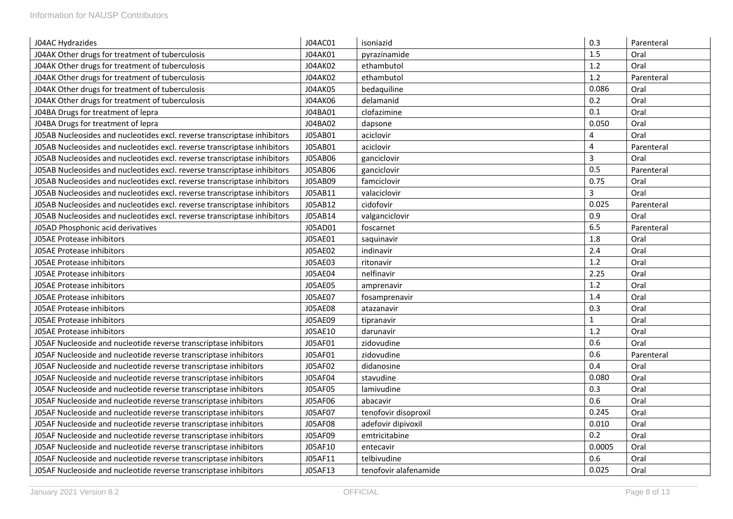| | | | | |
|---|---|---|---|---|
| J04AC Hydrazides | J04AC01 | isoniazid | 0.3 | Parenteral |
| J04AK Other drugs for treatment of tuberculosis | J04AK01 | pyrazinamide | 1.5 | Oral |
| J04AK Other drugs for treatment of tuberculosis | J04AK02 | ethambutol | 1.2 | Oral |
| J04AK Other drugs for treatment of tuberculosis | J04AK02 | ethambutol | 1.2 | Parenteral |
| J04AK Other drugs for treatment of tuberculosis | J04AK05 | bedaquiline | 0.086 | Oral |
| J04AK Other drugs for treatment of tuberculosis | J04AK06 | delamanid | 0.2 | Oral |
| J04BA Drugs for treatment of lepra | J04BA01 | clofazimine | 0.1 | Oral |
| J04BA Drugs for treatment of lepra | J04BA02 | dapsone | 0.050 | Oral |
| J05AB Nucleosides and nucleotides excl. reverse transcriptase inhibitors | J05AB01 | aciclovir | 4 | Oral |
| J05AB Nucleosides and nucleotides excl. reverse transcriptase inhibitors | J05AB01 | aciclovir | 4 | Parenteral |
| J05AB Nucleosides and nucleotides excl. reverse transcriptase inhibitors | J05AB06 | ganciclovir | 3 | Oral |
| J05AB Nucleosides and nucleotides excl. reverse transcriptase inhibitors | J05AB06 | ganciclovir | 0.5 | Parenteral |
| J05AB Nucleosides and nucleotides excl. reverse transcriptase inhibitors | J05AB09 | famciclovir | 0.75 | Oral |
| J05AB Nucleosides and nucleotides excl. reverse transcriptase inhibitors | J05AB11 | valaciclovir | 3 | Oral |
| J05AB Nucleosides and nucleotides excl. reverse transcriptase inhibitors | J05AB12 | cidofovir | 0.025 | Parenteral |
| J05AB Nucleosides and nucleotides excl. reverse transcriptase inhibitors | J05AB14 | valganciclovir | 0.9 | Oral |
| J05AD Phosphonic acid derivatives | J05AD01 | foscarnet | 6.5 | Parenteral |
| J05AE Protease inhibitors | J05AE01 | saquinavir | 1.8 | Oral |
| J05AE Protease inhibitors | J05AE02 | indinavir | 2.4 | Oral |
| J05AE Protease inhibitors | J05AE03 | ritonavir | 1.2 | Oral |
| J05AE Protease inhibitors | J05AE04 | nelfinavir | 2.25 | Oral |
| J05AE Protease inhibitors | J05AE05 | amprenavir | 1.2 | Oral |
| J05AE Protease inhibitors | J05AE07 | fosamprenavir | 1.4 | Oral |
| J05AE Protease inhibitors | J05AE08 | atazanavir | 0.3 | Oral |
| J05AE Protease inhibitors | J05AE09 | tipranavir | 1 | Oral |
| J05AE Protease inhibitors | J05AE10 | darunavir | 1.2 | Oral |
| J05AF Nucleoside and nucleotide reverse transcriptase inhibitors | J05AF01 | zidovudine | 0.6 | Oral |
| J05AF Nucleoside and nucleotide reverse transcriptase inhibitors | J05AF01 | zidovudine | 0.6 | Parenteral |
| J05AF Nucleoside and nucleotide reverse transcriptase inhibitors | J05AF02 | didanosine | 0.4 | Oral |
| J05AF Nucleoside and nucleotide reverse transcriptase inhibitors | J05AF04 | stavudine | 0.080 | Oral |
| J05AF Nucleoside and nucleotide reverse transcriptase inhibitors | J05AF05 | lamivudine | 0.3 | Oral |
| J05AF Nucleoside and nucleotide reverse transcriptase inhibitors | J05AF06 | abacavir | 0.6 | Oral |
| J05AF Nucleoside and nucleotide reverse transcriptase inhibitors | J05AF07 | tenofovir disoproxil | 0.245 | Oral |
| J05AF Nucleoside and nucleotide reverse transcriptase inhibitors | J05AF08 | adefovir dipivoxil | 0.010 | Oral |
| J05AF Nucleoside and nucleotide reverse transcriptase inhibitors | J05AF09 | emtricitabine | 0.2 | Oral |
| J05AF Nucleoside and nucleotide reverse transcriptase inhibitors | J05AF10 | entecavir | 0.0005 | Oral |
| J05AF Nucleoside and nucleotide reverse transcriptase inhibitors | J05AF11 | telbivudine | 0.6 | Oral |
| J05AF Nucleoside and nucleotide reverse transcriptase inhibitors | J05AF13 | tenofovir alafenamide | 0.025 | Oral |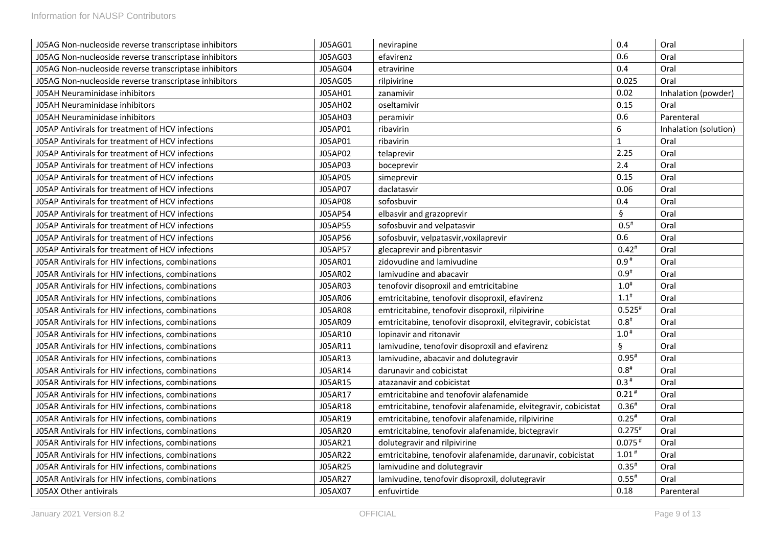| J05AG Non-nucleoside reverse transcriptase inhibitors | J05AG01 | nevirapine | 0.4 | Oral |
|---|---|---|---|---|
| J05AG Non-nucleoside reverse transcriptase inhibitors | J05AG03 | efavirenz | 0.6 | Oral |
| J05AG Non-nucleoside reverse transcriptase inhibitors | J05AG04 | etravirine | 0.4 | Oral |
| J05AG Non-nucleoside reverse transcriptase inhibitors | J05AG05 | rilpivirine | 0.025 | Oral |
| J05AH Neuraminidase inhibitors | J05AH01 | zanamivir | 0.02 | Inhalation (powder) |
| J05AH Neuraminidase inhibitors | J05AH02 | oseltamivir | 0.15 | Oral |
| J05AH Neuraminidase inhibitors | J05AH03 | peramivir | 0.6 | Parenteral |
| J05AP Antivirals for treatment of HCV infections | J05AP01 | ribavirin | 6 | Inhalation (solution) |
| J05AP Antivirals for treatment of HCV infections | J05AP01 | ribavirin | 1 | Oral |
| J05AP Antivirals for treatment of HCV infections | J05AP02 | telaprevir | 2.25 | Oral |
| J05AP Antivirals for treatment of HCV infections | J05AP03 | boceprevir | 2.4 | Oral |
| J05AP Antivirals for treatment of HCV infections | J05AP05 | simeprevir | 0.15 | Oral |
| J05AP Antivirals for treatment of HCV infections | J05AP07 | daclatasvir | 0.06 | Oral |
| J05AP Antivirals for treatment of HCV infections | J05AP08 | sofosbuvir | 0.4 | Oral |
| J05AP Antivirals for treatment of HCV infections | J05AP54 | elbasvir and grazoprevir | § | Oral |
| J05AP Antivirals for treatment of HCV infections | J05AP55 | sofosbuvir and velpatasvir | 0.5# | Oral |
| J05AP Antivirals for treatment of HCV infections | J05AP56 | sofosbuvir, velpatasvir,voxilaprevir | 0.6 | Oral |
| J05AP Antivirals for treatment of HCV infections | J05AP57 | glecaprevir and pibrentasvir | 0.42# | Oral |
| J05AR Antivirals for HIV infections, combinations | J05AR01 | zidovudine and lamivudine | 0.9# | Oral |
| J05AR Antivirals for HIV infections, combinations | J05AR02 | lamivudine and abacavir | 0.9# | Oral |
| J05AR Antivirals for HIV infections, combinations | J05AR03 | tenofovir disoproxil and emtricitabine | 1.0# | Oral |
| J05AR Antivirals for HIV infections, combinations | J05AR06 | emtricitabine, tenofovir disoproxil, efavirenz | 1.1# | Oral |
| J05AR Antivirals for HIV infections, combinations | J05AR08 | emtricitabine, tenofovir disoproxil, rilpivirine | 0.525# | Oral |
| J05AR Antivirals for HIV infections, combinations | J05AR09 | emtricitabine, tenofovir disoproxil, elvitegravir, cobicistat | 0.8# | Oral |
| J05AR Antivirals for HIV infections, combinations | J05AR10 | lopinavir and ritonavir | 1.0# | Oral |
| J05AR Antivirals for HIV infections, combinations | J05AR11 | lamivudine, tenofovir disoproxil and efavirenz | § | Oral |
| J05AR Antivirals for HIV infections, combinations | J05AR13 | lamivudine, abacavir and dolutegravir | 0.95# | Oral |
| J05AR Antivirals for HIV infections, combinations | J05AR14 | darunavir and cobicistat | 0.8# | Oral |
| J05AR Antivirals for HIV infections, combinations | J05AR15 | atazanavir and cobicistat | 0.3# | Oral |
| J05AR Antivirals for HIV infections, combinations | J05AR17 | emtricitabine and tenofovir alafenamide | 0.21# | Oral |
| J05AR Antivirals for HIV infections, combinations | J05AR18 | emtricitabine, tenofovir alafenamide, elvitegravir, cobicistat | 0.36# | Oral |
| J05AR Antivirals for HIV infections, combinations | J05AR19 | emtricitabine, tenofovir alafenamide, rilpivirine | 0.25# | Oral |
| J05AR Antivirals for HIV infections, combinations | J05AR20 | emtricitabine, tenofovir alafenamide, bictegravir | 0.275# | Oral |
| J05AR Antivirals for HIV infections, combinations | J05AR21 | dolutegravir and rilpivirine | 0.075# | Oral |
| J05AR Antivirals for HIV infections, combinations | J05AR22 | emtricitabine, tenofovir alafenamide, darunavir, cobicistat | 1.01# | Oral |
| J05AR Antivirals for HIV infections, combinations | J05AR25 | lamivudine and dolutegravir | 0.35# | Oral |
| J05AR Antivirals for HIV infections, combinations | J05AR27 | lamivudine, tenofovir disoproxil, dolutegravir | 0.55# | Oral |
| J05AX Other antivirals | J05AX07 | enfuvirtide | 0.18 | Parenteral |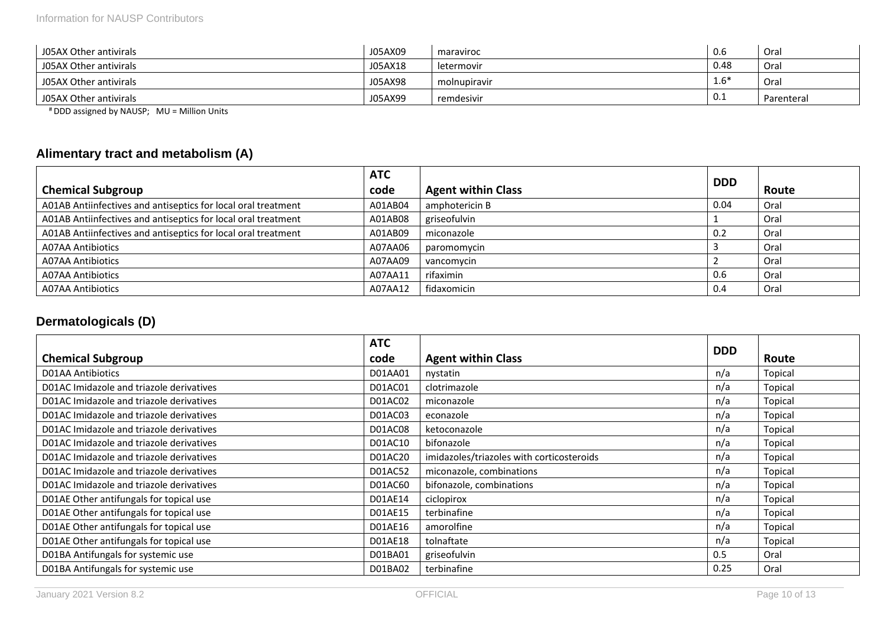| J05AX Other antivirals | J05AX09 | maraviroc | 0.6 | Oral |
|---|---|---|---|---|
| J05AX Other antivirals | J05AX18 | letermovir | 0.48 | Oral |
| J05AX Other antivirals | J05AX98 | molnupiravir | 1.6* | Oral |
| J05AX Other antivirals | J05AX99 | remdesivir | 0.1 | Parenteral |

[#] DDD assigned by NAUSP; MU = Million Units

## Alimentary tract and metabolism (A)

| Chemical Subgroup | ATC code | Agent within Class | DDD | Route |
|---|---|---|---|---|
| A01AB Antiinfectives and antiseptics for local oral treatment | A01AB04 | amphotericin B | 0.04 | Oral |
| A01AB Antiinfectives and antiseptics for local oral treatment | A01AB08 | griseofulvin | 1 | Oral |
| A01AB Antiinfectives and antiseptics for local oral treatment | A01AB09 | miconazole | 0.2 | Oral |
| A07AA Antibiotics | A07AA06 | paromomycin | 3 | Oral |
| A07AA Antibiotics | A07AA09 | vancomycin | 2 | Oral |
| A07AA Antibiotics | A07AA11 | rifaximin | 0.6 | Oral |
| A07AA Antibiotics | A07AA12 | fidaxomicin | 0.4 | Oral |

## Dermatologicals (D)

| Chemical Subgroup | ATC code | Agent within Class | DDD | Route |
|---|---|---|---|---|
| D01AA Antibiotics | D01AA01 | nystatin | n/a | Topical |
| D01AC Imidazole and triazole derivatives | D01AC01 | clotrimazole | n/a | Topical |
| D01AC Imidazole and triazole derivatives | D01AC02 | miconazole | n/a | Topical |
| D01AC Imidazole and triazole derivatives | D01AC03 | econazole | n/a | Topical |
| D01AC Imidazole and triazole derivatives | D01AC08 | ketoconazole | n/a | Topical |
| D01AC Imidazole and triazole derivatives | D01AC10 | bifonazole | n/a | Topical |
| D01AC Imidazole and triazole derivatives | D01AC20 | imidazoles/triazoles with corticosteroids | n/a | Topical |
| D01AC Imidazole and triazole derivatives | D01AC52 | miconazole, combinations | n/a | Topical |
| D01AC Imidazole and triazole derivatives | D01AC60 | bifonazole, combinations | n/a | Topical |
| D01AE Other antifungals for topical use | D01AE14 | ciclopirox | n/a | Topical |
| D01AE Other antifungals for topical use | D01AE15 | terbinafine | n/a | Topical |
| D01AE Other antifungals for topical use | D01AE16 | amorolfine | n/a | Topical |
| D01AE Other antifungals for topical use | D01AE18 | tolnaftate | n/a | Topical |
| D01BA Antifungals for systemic use | D01BA01 | griseofulvin | 0.5 | Oral |
| D01BA Antifungals for systemic use | D01BA02 | terbinafine | 0.25 | Oral |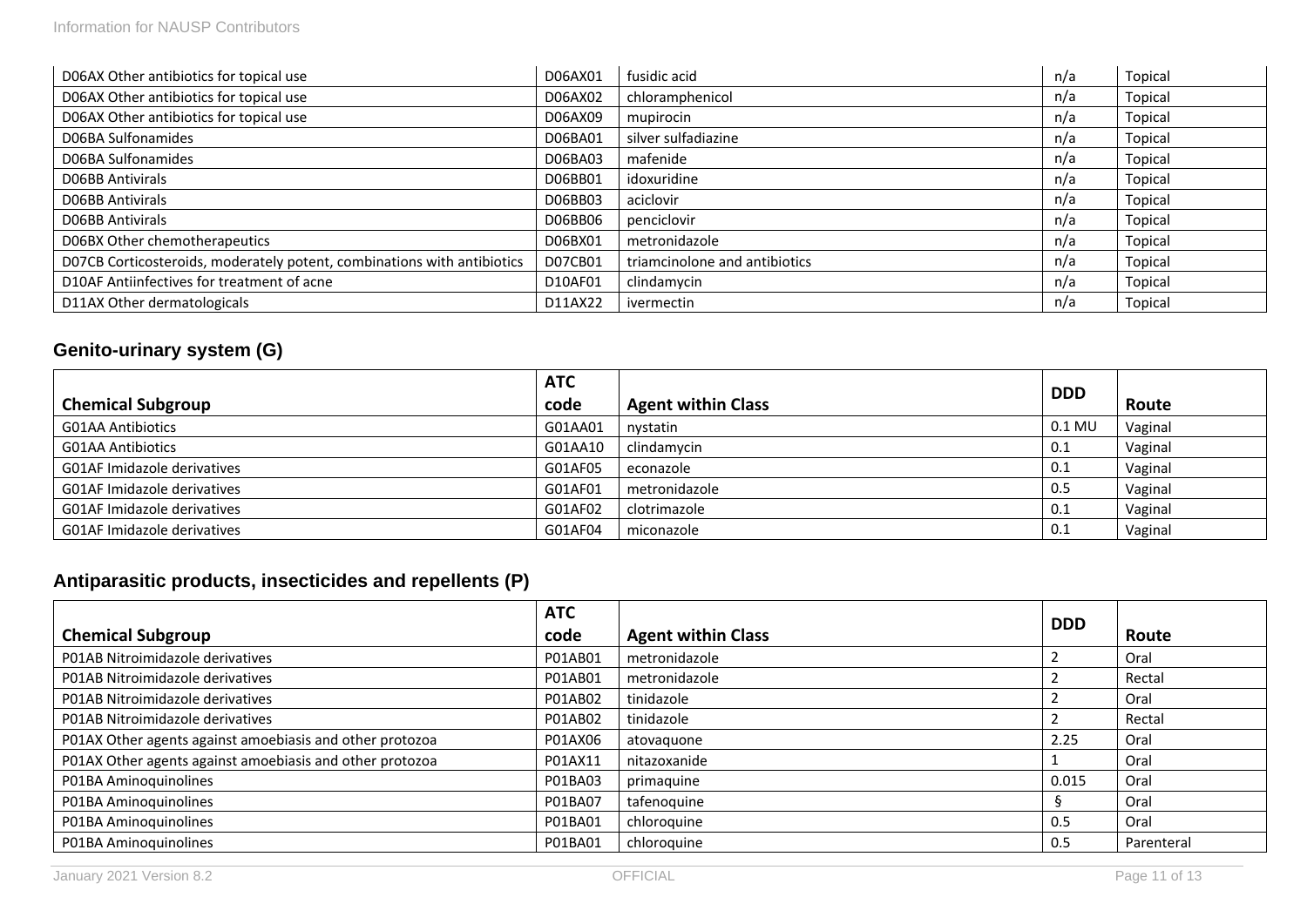| D06AX Other antibiotics for topical use | D06AX01 | fusidic acid | n/a | Topical |
|---|---|---|---|---|
| D06AX Other antibiotics for topical use | D06AX02 | chloramphenicol | n/a | Topical |
| D06AX Other antibiotics for topical use | D06AX09 | mupirocin | n/a | Topical |
| D06BA Sulfonamides | D06BA01 | silver sulfadiazine | n/a | Topical |
| D06BA Sulfonamides | D06BA03 | mafenide | n/a | Topical |
| D06BB Antivirals | D06BB01 | idoxuridine | n/a | Topical |
| D06BB Antivirals | D06BB03 | aciclovir | n/a | Topical |
| D06BB Antivirals | D06BB06 | penciclovir | n/a | Topical |
| D06BX Other chemotherapeutics | D06BX01 | metronidazole | n/a | Topical |
| D07CB Corticosteroids, moderately potent, combinations with antibiotics | D07CB01 | triamcinolone and antibiotics | n/a | Topical |
| D10AF Antiinfectives for treatment of acne | D10AF01 | clindamycin | n/a | Topical |
| D11AX Other dermatologicals | D11AX22 | ivermectin | n/a | Topical |

### Genito-urinary system (G)

| Chemical Subgroup | ATC code | Agent within Class | DDD | Route |
|---|---|---|---|---|
| G01AA Antibiotics | G01AA01 | nystatin | 0.1 MU | Vaginal |
| G01AA Antibiotics | G01AA10 | clindamycin | 0.1 | Vaginal |
| G01AF Imidazole derivatives | G01AF05 | econazole | 0.1 | Vaginal |
| G01AF Imidazole derivatives | G01AF01 | metronidazole | 0.5 | Vaginal |
| G01AF Imidazole derivatives | G01AF02 | clotrimazole | 0.1 | Vaginal |
| G01AF Imidazole derivatives | G01AF04 | miconazole | 0.1 | Vaginal |

### Antiparasitic products, insecticides and repellents (P)

| Chemical Subgroup | ATC code | Agent within Class | DDD | Route |
|---|---|---|---|---|
| P01AB Nitroimidazole derivatives | P01AB01 | metronidazole | 2 | Oral |
| P01AB Nitroimidazole derivatives | P01AB01 | metronidazole | 2 | Rectal |
| P01AB Nitroimidazole derivatives | P01AB02 | tinidazole | 2 | Oral |
| P01AB Nitroimidazole derivatives | P01AB02 | tinidazole | 2 | Rectal |
| P01AX Other agents against amoebiasis and other protozoa | P01AX06 | atovaquone | 2.25 | Oral |
| P01AX Other agents against amoebiasis and other protozoa | P01AX11 | nitazoxanide | 1 | Oral |
| P01BA Aminoquinolines | P01BA03 | primaquine | 0.015 | Oral |
| P01BA Aminoquinolines | P01BA07 | tafenoquine | § | Oral |
| P01BA Aminoquinolines | P01BA01 | chloroquine | 0.5 | Oral |
| P01BA Aminoquinolines | P01BA01 | chloroquine | 0.5 | Parenteral |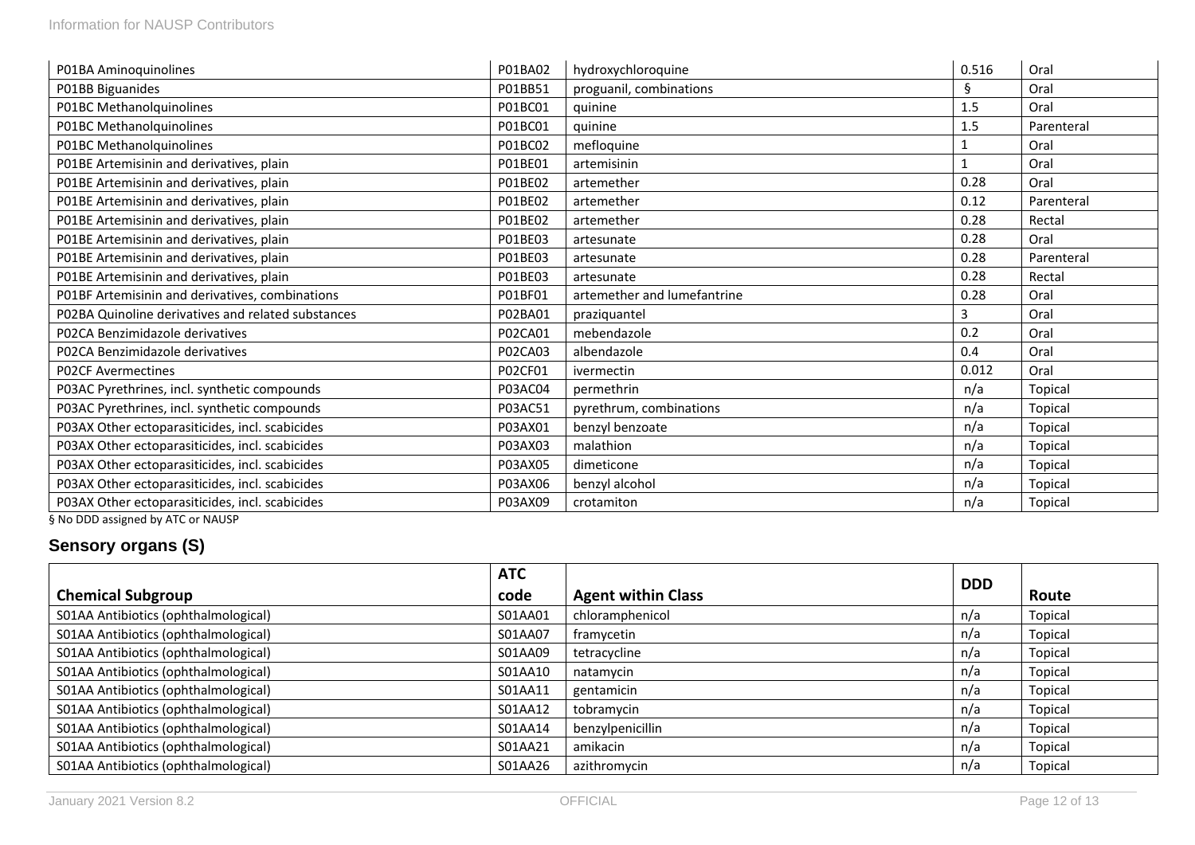| Chemical Subgroup | ATC code | Agent within Class | DDD | Route |
|---|---|---|---|---|
| P01BA Aminoquinolines | P01BA02 | hydroxychloroquine | 0.516 | Oral |
| P01BB Biguanides | P01BB51 | proguanil, combinations | § | Oral |
| P01BC Methanolquinolines | P01BC01 | quinine | 1.5 | Oral |
| P01BC Methanolquinolines | P01BC01 | quinine | 1.5 | Parenteral |
| P01BC Methanolquinolines | P01BC02 | mefloquine | 1 | Oral |
| P01BE Artemisinin and derivatives, plain | P01BE01 | artemisinin | 1 | Oral |
| P01BE Artemisinin and derivatives, plain | P01BE02 | artemether | 0.28 | Oral |
| P01BE Artemisinin and derivatives, plain | P01BE02 | artemether | 0.12 | Parenteral |
| P01BE Artemisinin and derivatives, plain | P01BE02 | artemether | 0.28 | Rectal |
| P01BE Artemisinin and derivatives, plain | P01BE03 | artesunate | 0.28 | Oral |
| P01BE Artemisinin and derivatives, plain | P01BE03 | artesunate | 0.28 | Parenteral |
| P01BE Artemisinin and derivatives, plain | P01BE03 | artesunate | 0.28 | Rectal |
| P01BF Artemisinin and derivatives, combinations | P01BF01 | artemether and lumefantrine | 0.28 | Oral |
| P02BA Quinoline derivatives and related substances | P02BA01 | praziquantel | 3 | Oral |
| P02CA Benzimidazole derivatives | P02CA01 | mebendazole | 0.2 | Oral |
| P02CA Benzimidazole derivatives | P02CA03 | albendazole | 0.4 | Oral |
| P02CF Avermectines | P02CF01 | ivermectin | 0.012 | Oral |
| P03AC Pyrethrines, incl. synthetic compounds | P03AC04 | permethrin | n/a | Topical |
| P03AC Pyrethrines, incl. synthetic compounds | P03AC51 | pyrethrum, combinations | n/a | Topical |
| P03AX Other ectoparasiticides, incl. scabicides | P03AX01 | benzyl benzoate | n/a | Topical |
| P03AX Other ectoparasiticides, incl. scabicides | P03AX03 | malathion | n/a | Topical |
| P03AX Other ectoparasiticides, incl. scabicides | P03AX05 | dimeticone | n/a | Topical |
| P03AX Other ectoparasiticides, incl. scabicides | P03AX06 | benzyl alcohol | n/a | Topical |
| P03AX Other ectoparasiticides, incl. scabicides | P03AX09 | crotamiton | n/a | Topical |

§ No DDD assigned by ATC or NAUSP

## Sensory organs (S)

| Chemical Subgroup | ATC code | Agent within Class | DDD | Route |
|---|---|---|---|---|
| S01AA Antibiotics (ophthalmological) | S01AA01 | chloramphenicol | n/a | Topical |
| S01AA Antibiotics (ophthalmological) | S01AA07 | framycetin | n/a | Topical |
| S01AA Antibiotics (ophthalmological) | S01AA09 | tetracycline | n/a | Topical |
| S01AA Antibiotics (ophthalmological) | S01AA10 | natamycin | n/a | Topical |
| S01AA Antibiotics (ophthalmological) | S01AA11 | gentamicin | n/a | Topical |
| S01AA Antibiotics (ophthalmological) | S01AA12 | tobramycin | n/a | Topical |
| S01AA Antibiotics (ophthalmological) | S01AA14 | benzylpenicillin | n/a | Topical |
| S01AA Antibiotics (ophthalmological) | S01AA21 | amikacin | n/a | Topical |
| S01AA Antibiotics (ophthalmological) | S01AA26 | azithromycin | n/a | Topical |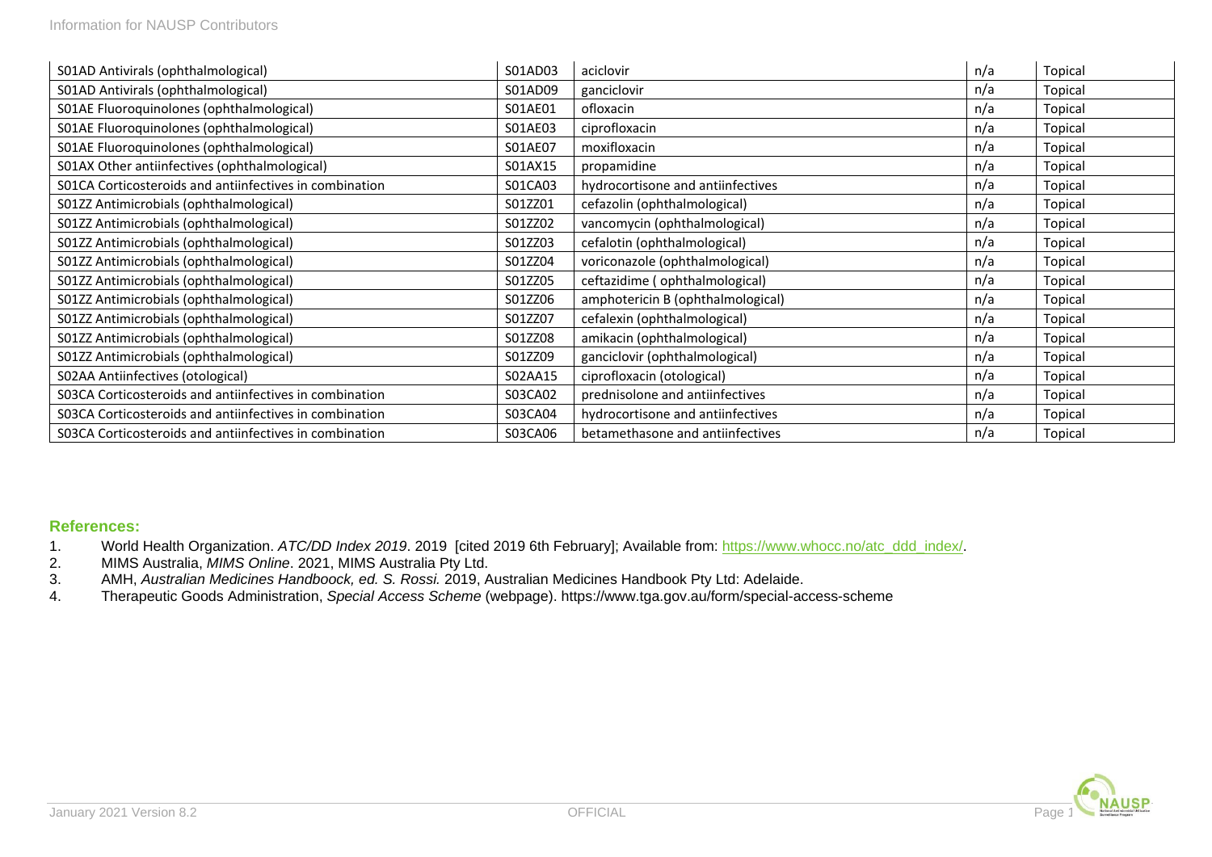| | | | | |
|---|---|---|---|---|
| S01AD Antivirals (ophthalmological) | S01AD03 | aciclovir | n/a | Topical |
| S01AD Antivirals (ophthalmological) | S01AD09 | ganciclovir | n/a | Topical |
| S01AE Fluoroquinolones (ophthalmological) | S01AE01 | ofloxacin | n/a | Topical |
| S01AE Fluoroquinolones (ophthalmological) | S01AE03 | ciprofloxacin | n/a | Topical |
| S01AE Fluoroquinolones (ophthalmological) | S01AE07 | moxifloxacin | n/a | Topical |
| S01AX Other antiinfectives (ophthalmological) | S01AX15 | propamidine | n/a | Topical |
| S01CA Corticosteroids and antiinfectives in combination | S01CA03 | hydrocortisone and antiinfectives | n/a | Topical |
| S01ZZ Antimicrobials (ophthalmological) | S01ZZ01 | cefazolin (ophthalmological) | n/a | Topical |
| S01ZZ Antimicrobials (ophthalmological) | S01ZZ02 | vancomycin (ophthalmological) | n/a | Topical |
| S01ZZ Antimicrobials (ophthalmological) | S01ZZ03 | cefalotin (ophthalmological) | n/a | Topical |
| S01ZZ Antimicrobials (ophthalmological) | S01ZZ04 | voriconazole (ophthalmological) | n/a | Topical |
| S01ZZ Antimicrobials (ophthalmological) | S01ZZ05 | ceftazidime ( ophthalmological) | n/a | Topical |
| S01ZZ Antimicrobials (ophthalmological) | S01ZZ06 | amphotericin B (ophthalmological) | n/a | Topical |
| S01ZZ Antimicrobials (ophthalmological) | S01ZZ07 | cefalexin (ophthalmological) | n/a | Topical |
| S01ZZ Antimicrobials (ophthalmological) | S01ZZ08 | amikacin (ophthalmological) | n/a | Topical |
| S01ZZ Antimicrobials (ophthalmological) | S01ZZ09 | ganciclovir (ophthalmological) | n/a | Topical |
| S02AA Antiinfectives (otological) | S02AA15 | ciprofloxacin (otological) | n/a | Topical |
| S03CA Corticosteroids and antiinfectives in combination | S03CA02 | prednisolone and antiinfectives | n/a | Topical |
| S03CA Corticosteroids and antiinfectives in combination | S03CA04 | hydrocortisone and antiinfectives | n/a | Topical |
| S03CA Corticosteroids and antiinfectives in combination | S03CA06 | betamethasone and antiinfectives | n/a | Topical |

**References:**

1. World Health Organization. *ATC/DD Index 2019*. 2019 [cited 2019 6th February]; Available from: https://www.whocc.no/atc_ddd_index/.
2. MIMS Australia, *MIMS Online*. 2021, MIMS Australia Pty Ltd.
3. AMH, *Australian Medicines Handboock, ed. S. Rossi.* 2019, Australian Medicines Handbook Pty Ltd: Adelaide.
4. Therapeutic Goods Administration, *Special Access Scheme* (webpage). https://www.tga.gov.au/form/special-access-scheme